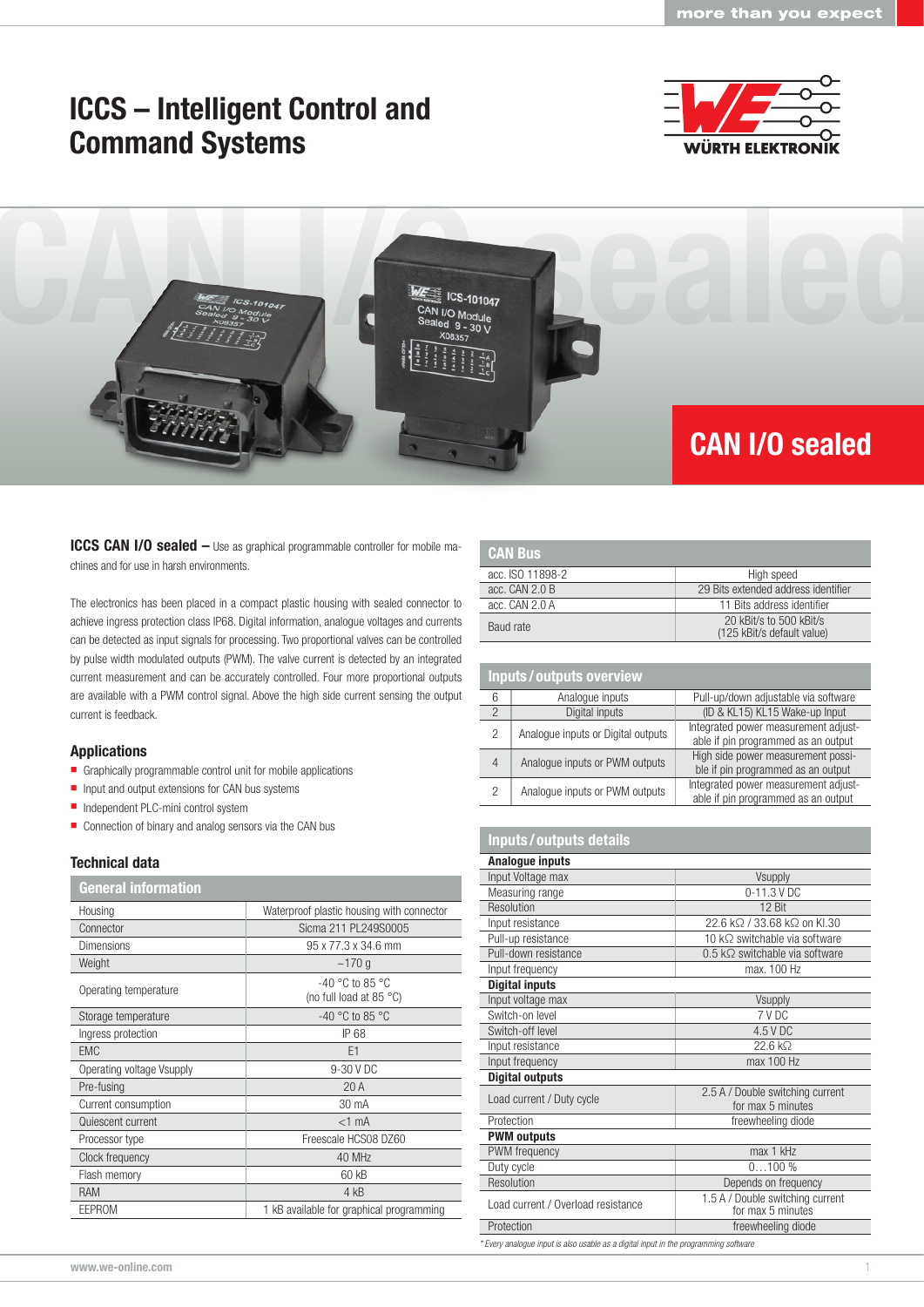# ICCS – Intelligent Control and Command Systems

## CAN I/O sealed

**ICCS CAN I/O sealed –** Use as graphical programmable controller for mobile machines and for use in harsh environments.

The electronics has been placed in a compact plastic housing with sealed connector to achieve ingress protection class IP68. Digital information, analogue voltages and currents can be detected as input signals for processing. Two proportional valves can be controlled by pulse width modulated outputs (PWM). The valve current is detected by an integrated current measurement and can be accurately controlled. Four more proportional outputs are available with a PWM control signal. Above the high side current sensing the output current is feedback.

### Applications

- Graphically programmable control unit for mobile applications
- Input and output extensions for CAN bus systems
- Independent PLC-mini control system
- Connection of binary and analog sensors via the CAN bus

### Technical data

| General information | |
|---|---|
| Housing | Waterproof plastic housing with connector |
| Connector | Sicma 211 PL249S0005 |
| Dimensions | 95 x 77.3 x 34.6 mm |
| Weight | ~170 g |
| Operating temperature | -40 °C to 85 °C (no full load at 85 °C) |
| Storage temperature | -40 °C to 85 °C |
| Ingress protection | IP 68 |
| EMC | E1 |
| Operating voltage Vsupply | 9-30 V DC |
| Pre-fusing | 20 A |
| Current consumption | 30 mA |
| Quiescent current | <1 mA |
| Processor type | Freescale HCS08 DZ60 |
| Clock frequency | 40 MHz |
| Flash memory | 60 kB |
| RAM | 4 kB |
| EEPROM | 1 kB available for graphical programming |

| CAN Bus | |
|---|---|
| acc. ISO 11898-2 | High speed |
| acc. CAN 2.0 B | 29 Bits extended address identifier |
| acc. CAN 2.0 A | 11 Bits address identifier |
| Baud rate | 20 kBit/s to 500 kBit/s (125 kBit/s default value) |

| Inputs / outputs overview | | |
|---|---|---|
| 6 | Analogue inputs | Pull-up/down adjustable via software |
| 2 | Digital inputs | (ID & KL15) KL15 Wake-up Input |
| 2 | Analogue inputs or Digital outputs | Integrated power measurement adjustable if pin programmed as an output |
| 4 | Analogue inputs or PWM outputs | High side power measurement possible if pin programmed as an output |
| 2 | Analogue inputs or PWM outputs | Integrated power measurement adjustable if pin programmed as an output |

| Inputs / outputs details | |
|---|---|
| **Analogue inputs** | |
| Input Voltage max | Vsupply |
| Measuring range | 0-11.3 V DC |
| Resolution | 12 Bit |
| Input resistance | 22.6 kΩ / 33.68 kΩ on Kl.30 |
| Pull-up resistance | 10 kΩ switchable via software |
| Pull-down resistance | 0.5 kΩ switchable via software |
| Input frequency | max. 100 Hz |
| **Digital inputs** | |
| Input voltage max | Vsupply |
| Switch-on level | 7 V DC |
| Switch-off level | 4.5 V DC |
| Input resistance | 22.6 kΩ |
| Input frequency | max 100 Hz |
| **Digital outputs** | |
| Load current / Duty cycle | 2.5 A / Double switching current for max 5 minutes |
| Protection | freewheeling diode |
| **PWM outputs** | |
| PWM frequency | max 1 kHz |
| Duty cycle | 0…100 % |
| Resolution | Depends on frequency |
| Load current / Overload resistance | 1.5 A / Double switching current for max 5 minutes |
| Protection | freewheeling diode |

*\* Every analogue input is also usable as a digital input in the programming software*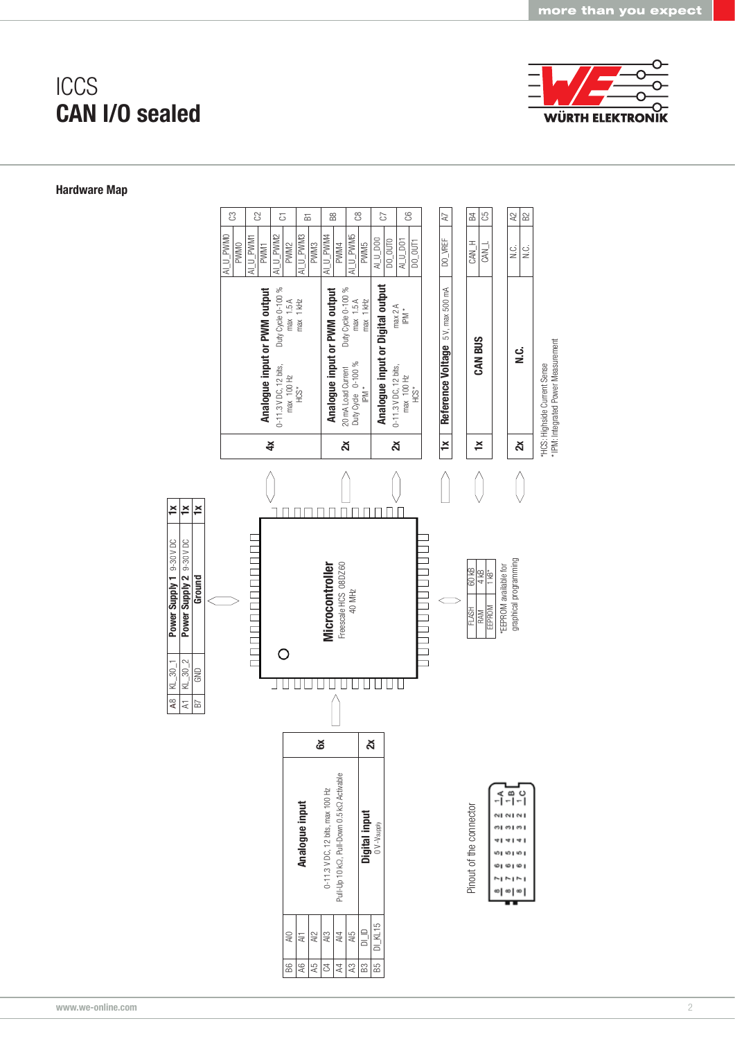# ICCS
# **CAN I/O sealed**

## Hardware Map

| Pin | Signal | Function | Qty |
|---|---|---|---|
| A8 | KL_30_1 | **Power Supply 1** 9-30 V DC | 1x |
| A1 | KL_30_2 | **Power Supply 2** 9-30 V DC | 1x |
| B7 | GND | **Ground** | 1x |

| Pin | Signal | Function | Qty |
|---|---|---|---|
| C3 | AI_U_PWM0 / PWM0 | **Analogue input or PWM output** 0-11.3 V DC, 12 bits, max 100 Hz, HCS* / Duty Cycle 0-100 %, max 1.5 A, max 1 kHz | 4x |
| C2 | AI_U_PWM1 / PWM1 | | |
| C1 | AI_U_PWM2 / PWM2 | | |
| B1 | AI_U_PWM3 / PWM3 | | |
| B8 | AI_U_PWM4 / PWM4 | **Analogue input or PWM output** 20 mA Load Current, Duty Cycle 0-100 %, IPM* / Duty Cycle 0-100 %, max 1.5 A, max 1 kHz | 2x |
| C8 | AI_U_PWM5 / PWM5 | | |
| C7 | AI_U_DO0 / DO_OUT0 | **Analogue input or Digital output** 0-11.3 V DC, 12 bits, max 100 Hz, HCS* / max 2 A, IPM* | 2x |
| C6 | AI_U_DO1 / DO_OUT1 | | |
| A7 | DO_VREF | **Reference Voltage** 5 V, max 500 mA | 1x |
| B4 | CAN_H | **CAN BUS** | 1x |
| C5 | CAN_L | | |
| A2 | N.C. | **N.C.** | 2x |
| B2 | N.C. | | |

*HCS: Highside Current Sense
*IPM: Integrated Power Measurement

**Microcontroller**
Freescale HCS 08DZ60
40 MHz

| Memory | Size |
|---|---|
| FLASH | 60 kB |
| RAM | 4 kB |
| EEPROM | 1 kB* |

*EEPROM available for graphical programming

| Pin | Signal | Function | Qty |
|---|---|---|---|
| B6 | AI0 | **Analogue input** 0-11.3 V DC, 12 bits, max 100 Hz, Pull-Up 10 kΩ, Pull-Down 0.5 kΩ Activable | 6x |
| A6 | AI1 | | |
| A5 | AI2 | | |
| C4 | AI3 | | |
| A4 | AI4 | | |
| A3 | AI5 | | |
| B3 | DI_ID | **Digital input** 0 V-$V_{supply}$ | 2x |
| B5 | DI_KL15 | | |

Pinout of the connector

8 7 6 5 4 3 2 1 — A
8 7 6 5 4 3 2 1 — B
8 7 6 5 4 3 2 1 — C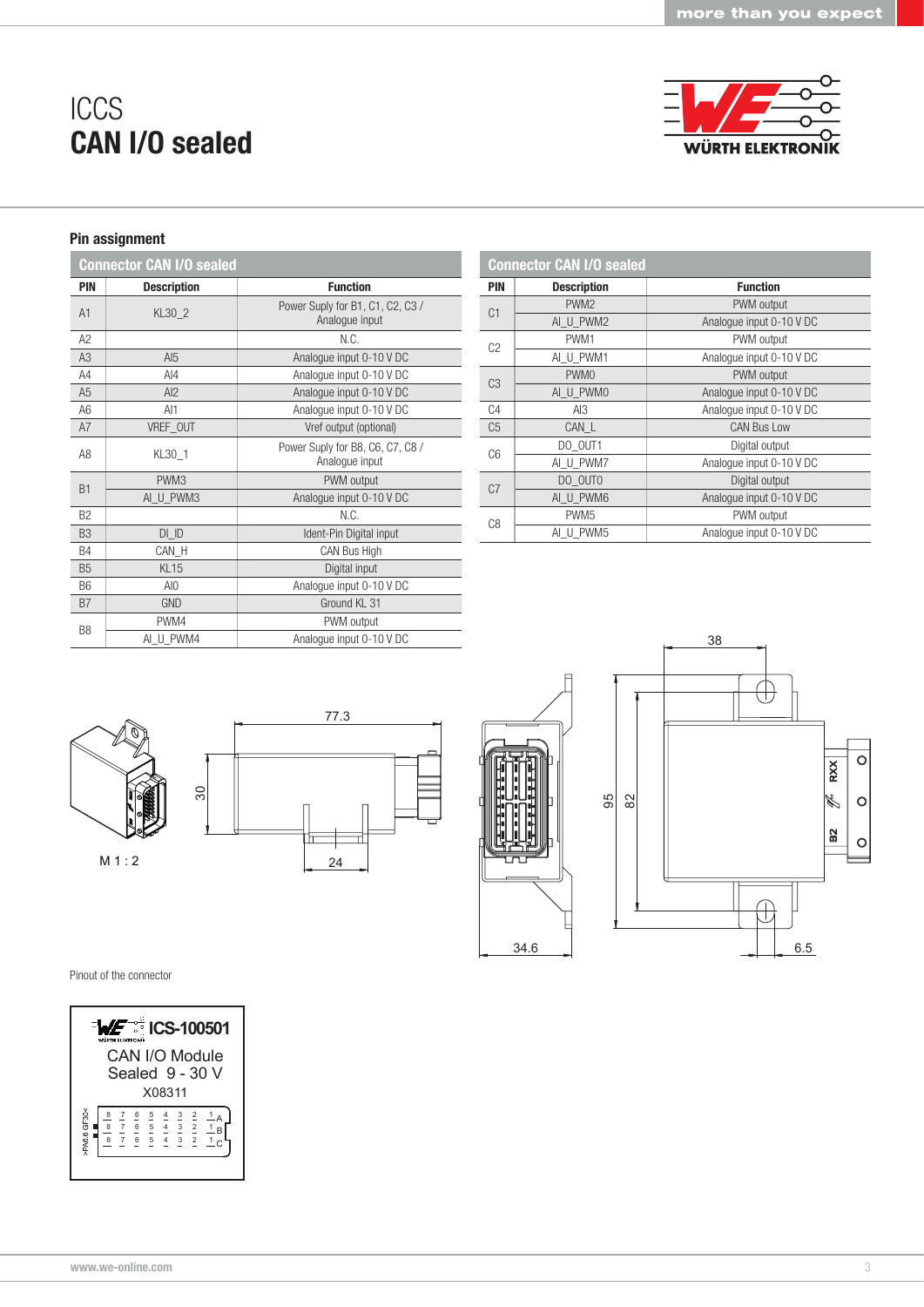# ICCS
# CAN I/O sealed

## Pin assignment

| Connector CAN I/O sealed | | |
|---|---|---|
| **PIN** | **Description** | **Function** |
| A1 | KL30_2 | Power Suply for B1, C1, C2, C3 / Analogue input |
| A2 | | N.C. |
| A3 | AI5 | Analogue input 0-10 V DC |
| A4 | AI4 | Analogue input 0-10 V DC |
| A5 | AI2 | Analogue input 0-10 V DC |
| A6 | AI1 | Analogue input 0-10 V DC |
| A7 | VREF_OUT | Vref output (optional) |
| A8 | KL30_1 | Power Suply for B8, C6, C7, C8 / Analogue input |
| B1 | PWM3 | PWM output |
| | AI_U_PWM3 | Analogue input 0-10 V DC |
| B2 | | N.C. |
| B3 | DI_ID | Ident-Pin Digital input |
| B4 | CAN_H | CAN Bus High |
| B5 | KL15 | Digital input |
| B6 | AI0 | Analogue input 0-10 V DC |
| B7 | GND | Ground KL 31 |
| B8 | PWM4 | PWM output |
| | AI_U_PWM4 | Analogue input 0-10 V DC |

| Connector CAN I/O sealed | | |
|---|---|---|
| **PIN** | **Description** | **Function** |
| C1 | PWM2 | PWM output |
| | AI_U_PWM2 | Analogue input 0-10 V DC |
| C2 | PWM1 | PWM output |
| | AI_U_PWM1 | Analogue input 0-10 V DC |
| C3 | PWM0 | PWM output |
| | AI_U_PWM0 | Analogue input 0-10 V DC |
| C4 | AI3 | Analogue input 0-10 V DC |
| C5 | CAN_L | CAN Bus Low |
| C6 | DO_OUT1 | Digital output |
| | AI_U_PWM7 | Analogue input 0-10 V DC |
| C7 | DO_OUT0 | Digital output |
| | AI_U_PWM6 | Analogue input 0-10 V DC |
| C8 | PWM5 | PWM output |
| | AI_U_PWM5 | Analogue input 0-10 V DC |

M 1 : 2

77.3

30

24

34.6

95

82

38

6.5

Pinout of the connector

ICS-100501
CAN I/O Module
Sealed 9 - 30 V
X08311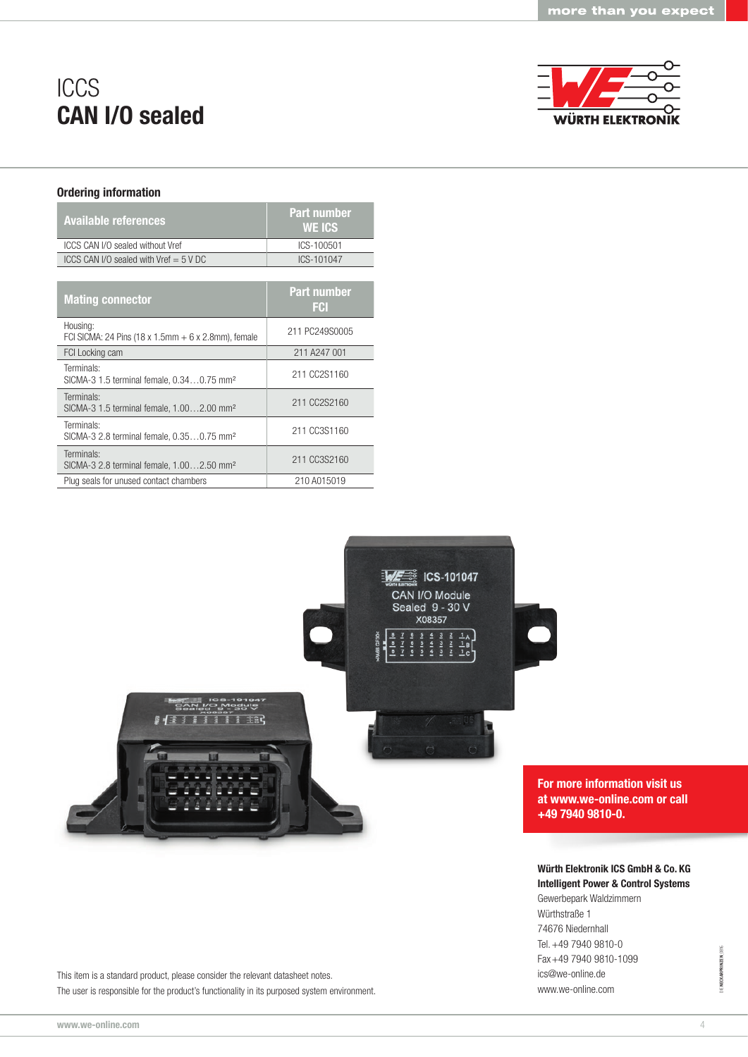# ICCS
# CAN I/O sealed

## Ordering information

| Available references | Part number WE ICS |
|---|---|
| ICCS CAN I/O sealed without Vref | ICS-100501 |
| ICCS CAN I/O sealed with Vref = 5 V DC | ICS-101047 |

| Mating connector | Part number FCI |
|---|---|
| Housing: FCI SICMA: 24 Pins (18 x 1.5mm + 6 x 2.8mm), female | 211 PC249S0005 |
| FCI Locking cam | 211 A247 001 |
| Terminals: SICMA-3 1.5 terminal female, 0.34…0.75 mm² | 211 CC2S1160 |
| Terminals: SICMA-3 1.5 terminal female, 1.00…2.00 mm² | 211 CC2S2160 |
| Terminals: SICMA-3 2.8 terminal female, 0.35…0.75 mm² | 211 CC3S1160 |
| Terminals: SICMA-3 2.8 terminal female, 1.00…2.50 mm² | 211 CC3S2160 |
| Plug seals for unused contact chambers | 210 A015019 |

**For more information visit us at www.we-online.com or call +49 7940 9810-0.**

**Würth Elektronik ICS GmbH & Co. KG**
**Intelligent Power & Control Systems**
Gewerbepark Waldzimmern
Würthstraße 1
74676 Niedernhall
Tel. +49 7940 9810-0
Fax +49 7940 9810-1099
ics@we-online.de
www.we-online.com

This item is a standard product, please consider the relevant datasheet notes.
The user is responsible for the product's functionality in its purposed system environment.